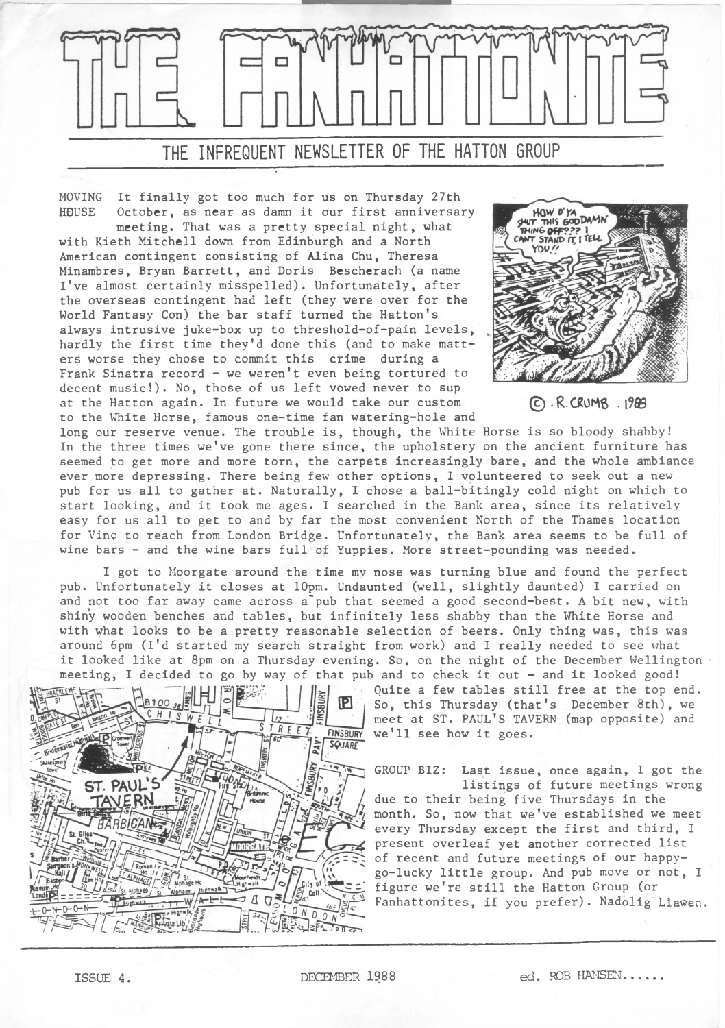# THE FANHATTONITE

## THE INFREQUENT NEWSLETTER OF THE HATTON GROUP

**MOVING HOUSE** It finally got too much for us on Thursday 27th October, as near as damn it our first anniversary meeting. That was a pretty special night, what with Kieth Mitchell down from Edinburgh and a North American contingent consisting of Alina Chu, Theresa Minambres, Bryan Barrett, and Doris Bescherach (a name I've almost certainly misspelled). Unfortunately, after the overseas contingent had left (they were over for the World Fantasy Con) the bar staff turned the Hatton's always intrusive juke-box up to threshold-of-pain levels, hardly the first time they'd done this (and to make matters worse they chose to commit this crime during a Frank Sinatra record - we weren't even being tortured to decent music!). No, those of us left vowed never to sup at the Hatton again. In future we would take our custom to the White Horse, famous one-time fan watering-hole and long our reserve venue. The trouble is, though, the White Horse is so bloody shabby! In the three times we've gone there since, the upholstery on the ancient furniture has seemed to get more and more torn, the carpets increasingly bare, and the whole ambiance ever more depressing. There being few other options, I volunteered to seek out a new pub for us all to gather at. Naturally, I chose a ball-bitingly cold night on which to start looking, and it took me ages. I searched in the Bank area, since its relatively easy for us all to get to and by far the most convenient North of the Thames location for Vinç to reach from London Bridge. Unfortunately, the Bank area seems to be full of wine bars - and the wine bars full of Yuppies. More street-pounding was needed.

© R. CRUMB . 1988

I got to Moorgate around the time my nose was turning blue and found the perfect pub. Unfortunately it closes at 10pm. Undaunted (well, slightly daunted) I carried on and not too far away came across a pub that seemed a good second-best. A bit new, with shiny wooden benches and tables, but infinitely less shabby than the White Horse and with what looks to be a pretty reasonable selection of beers. Only thing was, this was around 6pm (I'd started my search straight from work) and I really needed to see what it looked like at 8pm on a Thursday evening. So, on the night of the December Wellington meeting, I decided to go by way of that pub and to check it out - and it looked good! Quite a few tables still free at the top end. So, this Thursday (that's December 8th), we meet at ST. PAUL'S TAVERN (map opposite) and we'll see how it goes.

**GROUP BIZ:** Last issue, once again, I got the listings of future meetings wrong due to their being five Thursdays in the month. So, now that we've established we meet every Thursday except the first and third, I present overleaf yet another corrected list of recent and future meetings of our happy-go-lucky little group. And pub move or not, I figure we're still the Hatton Group (or Fanhattonites, if you prefer). Nadolig Llawen.

ISSUE 4. DECEMBER 1988 ed. ROB HANSEN......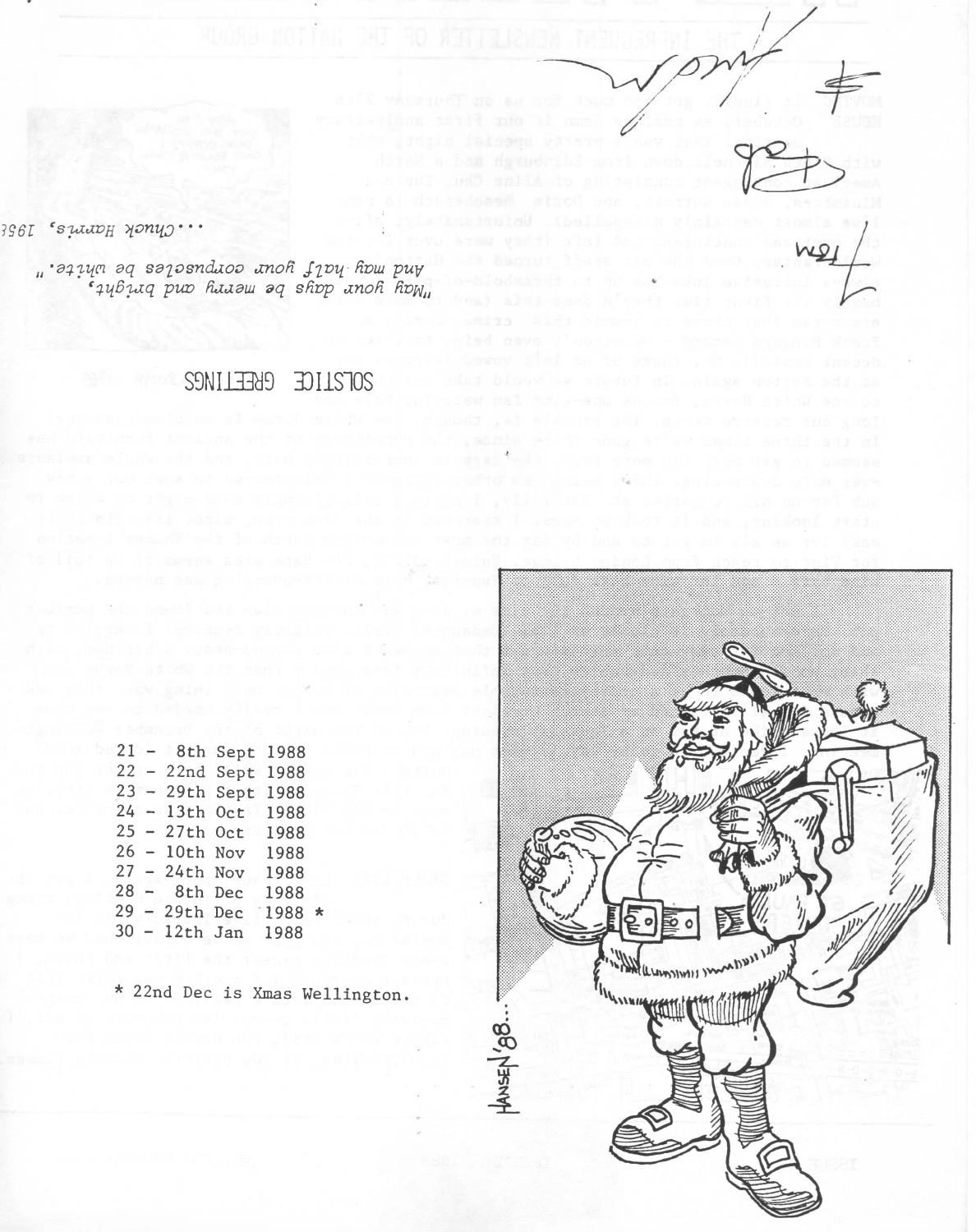SOLSTICE GREETINGS

*"May your days be merry and bright,*
*And may half your corpuscles be white."*

*...Chuck Harris, 1958*

21 - 8th Sept 1988
22 - 22nd Sept 1988
23 - 29th Sept 1988
24 - 13th Oct 1988
25 - 27th Oct 1988
26 - 10th Nov 1988
27 - 24th Nov 1988
28 - 8th Dec 1988
29 - 29th Dec 1988 *
30 - 12th Jan 1988

* 22nd Dec is Xmas Wellington.

HANSEN '88...